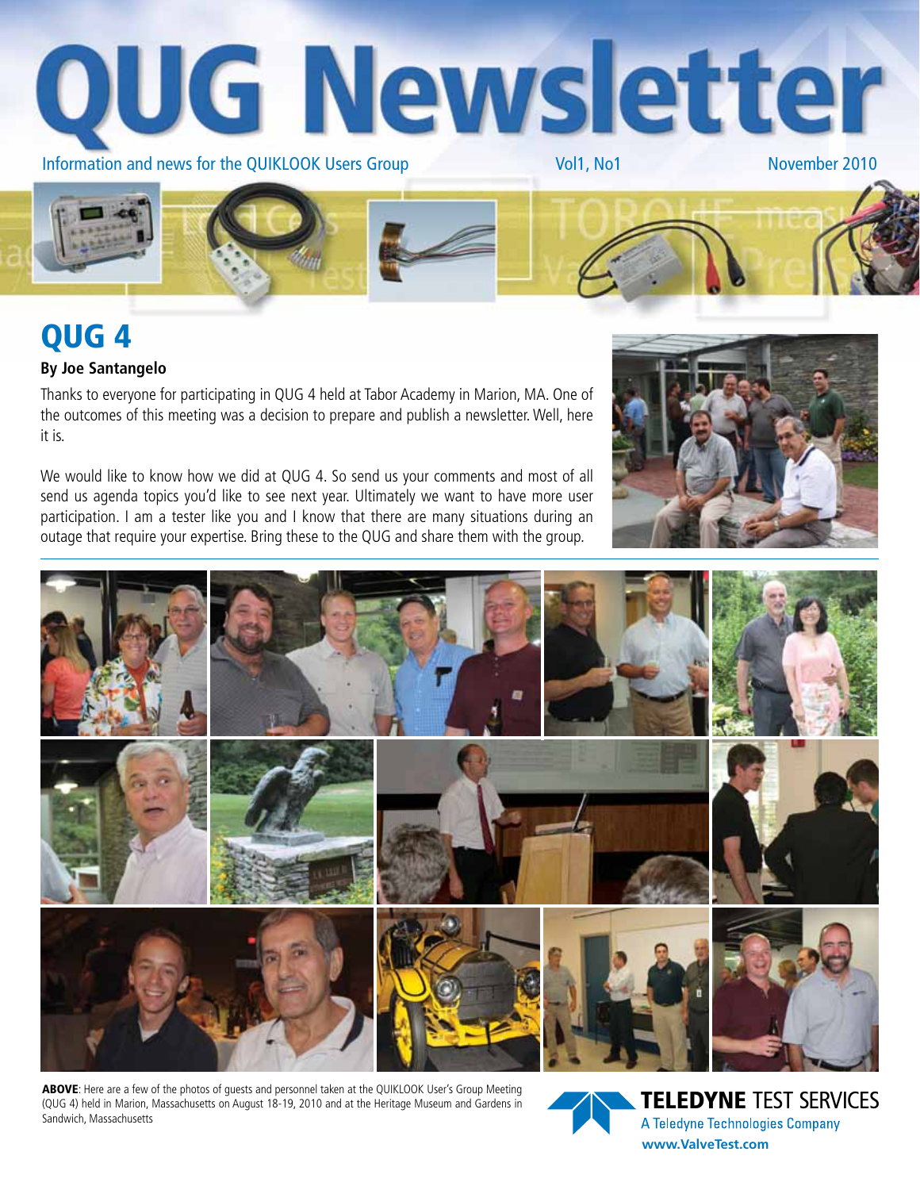# QUG Newsletter

Information and news for the QUIKLOOK Users Group | Vol1, No1 | November 2010

## QUG 4

**By Joe Santangelo**

Thanks to everyone for participating in QUG 4 held at Tabor Academy in Marion, MA. One of the outcomes of this meeting was a decision to prepare and publish a newsletter. Well, here it is.

We would like to know how we did at QUG 4. So send us your comments and most of all send us agenda topics you'd like to see next year. Ultimately we want to have more user participation. I am a tester like you and I know that there are many situations during an outage that require your expertise. Bring these to the QUG and share them with the group.

**ABOVE**: Here are a few of the photos of guests and personnel taken at the QUIKLOOK User's Group Meeting (QUG 4) held in Marion, Massachusetts on August 18-19, 2010 and at the Heritage Museum and Gardens in Sandwich, Massachusetts

**TELEDYNE** TEST SERVICES
A Teledyne Technologies Company
**www.ValveTest.com**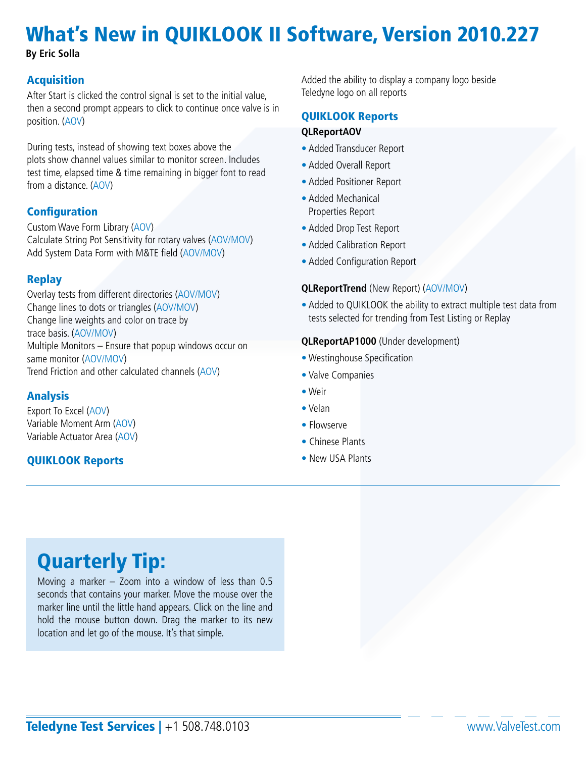# What's New in QUIKLOOK II Software, Version 2010.227

**By Eric Solla**

## Acquisition

After Start is clicked the control signal is set to the initial value, then a second prompt appears to click to continue once valve is in position. (AOV)

During tests, instead of showing text boxes above the plots show channel values similar to monitor screen. Includes test time, elapsed time & time remaining in bigger font to read from a distance. (AOV)

## Configuration

Custom Wave Form Library (AOV)
Calculate String Pot Sensitivity for rotary valves (AOV/MOV)
Add System Data Form with M&TE field (AOV/MOV)

## Replay

Overlay tests from different directories (AOV/MOV)
Change lines to dots or triangles (AOV/MOV)
Change line weights and color on trace by trace basis. (AOV/MOV)
Multiple Monitors – Ensure that popup windows occur on same monitor (AOV/MOV)
Trend Friction and other calculated channels (AOV)

## Analysis

Export To Excel (AOV)
Variable Moment Arm (AOV)
Variable Actuator Area (AOV)

## QUIKLOOK Reports

Added the ability to display a company logo beside Teledyne logo on all reports

## QUIKLOOK Reports

**QLReportAOV**

- Added Transducer Report
- Added Overall Report
- Added Positioner Report
- Added Mechanical Properties Report
- Added Drop Test Report
- Added Calibration Report
- Added Configuration Report

**QLReportTrend** (New Report) (AOV/MOV)

- Added to QUIKLOOK the ability to extract multiple test data from tests selected for trending from Test Listing or Replay

**QLReportAP1000** (Under development)

- Westinghouse Specification
- Valve Companies
- Weir
- Velan
- Flowserve
- Chinese Plants
- New USA Plants

# Quarterly Tip:

Moving a marker – Zoom into a window of less than 0.5 seconds that contains your marker. Move the mouse over the marker line until the little hand appears. Click on the line and hold the mouse button down. Drag the marker to its new location and let go of the mouse. It's that simple.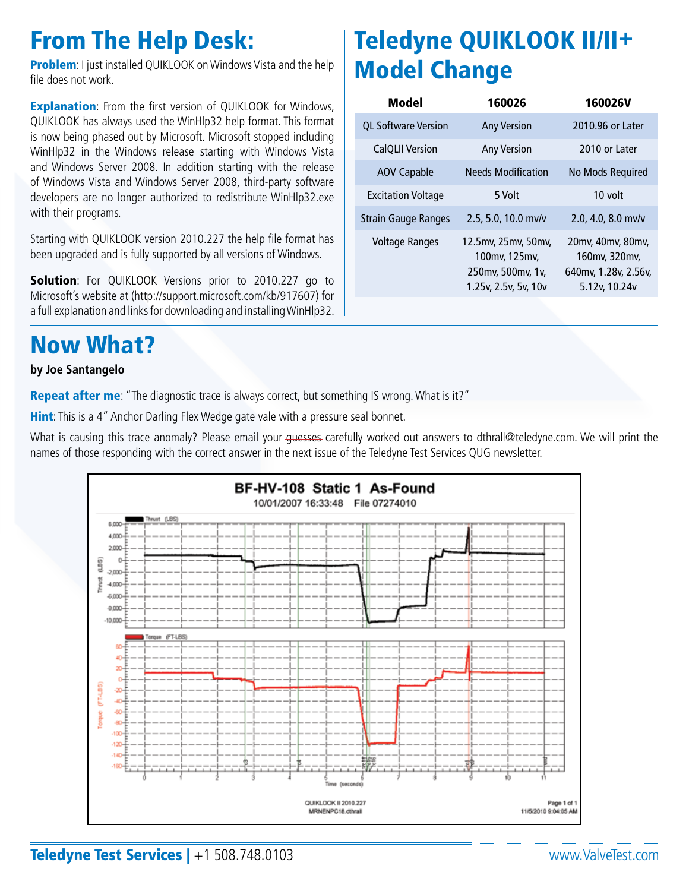## From The Help Desk:

**Problem**: I just installed QUIKLOOK on Windows Vista and the help file does not work.

**Explanation**: From the first version of QUIKLOOK for Windows, QUIKLOOK has always used the WinHlp32 help format. This format is now being phased out by Microsoft. Microsoft stopped including WinHlp32 in the Windows release starting with Windows Vista and Windows Server 2008. In addition starting with the release of Windows Vista and Windows Server 2008, third-party software developers are no longer authorized to redistribute WinHlp32.exe with their programs.

Starting with QUIKLOOK version 2010.227 the help file format has been upgraded and is fully supported by all versions of Windows.

**Solution**: For QUIKLOOK Versions prior to 2010.227 go to Microsoft's website at (http://support.microsoft.com/kb/917607) for a full explanation and links for downloading and installing WinHlp32.

## Teledyne QUIKLOOK II/II+ Model Change

| Model | 160026 | 160026V |
|---|---|---|
| QL Software Version | Any Version | 2010.96 or Later |
| CalQLII Version | Any Version | 2010 or Later |
| AOV Capable | Needs Modification | No Mods Required |
| Excitation Voltage | 5 Volt | 10 volt |
| Strain Gauge Ranges | 2.5, 5.0, 10.0 mv/v | 2.0, 4.0, 8.0 mv/v |
| Voltage Ranges | 12.5mv, 25mv, 50mv, 100mv, 125mv, 250mv, 500mv, 1v, 1.25v, 2.5v, 5v, 10v | 20mv, 40mv, 80mv, 160mv, 320mv, 640mv, 1.28v, 2.56v, 5.12v, 10.24v |

## Now What?

**by Joe Santangelo**

**Repeat after me**: "The diagnostic trace is always correct, but something IS wrong. What is it?"

**Hint**: This is a 4" Anchor Darling Flex Wedge gate vale with a pressure seal bonnet.

What is causing this trace anomaly? Please email your ~~guesses~~ carefully worked out answers to dthrall@teledyne.com. We will print the names of those responding with the correct answer in the next issue of the Teledyne Test Services QUG newsletter.

**BF-HV-108 Static 1 As-Found**
10/01/2007 16:33:48 File 07274010

QUIKLOOK II 2010.227
MRNENPC18.dthrall
Page 1 of 1
11/5/2010 9:04:05 AM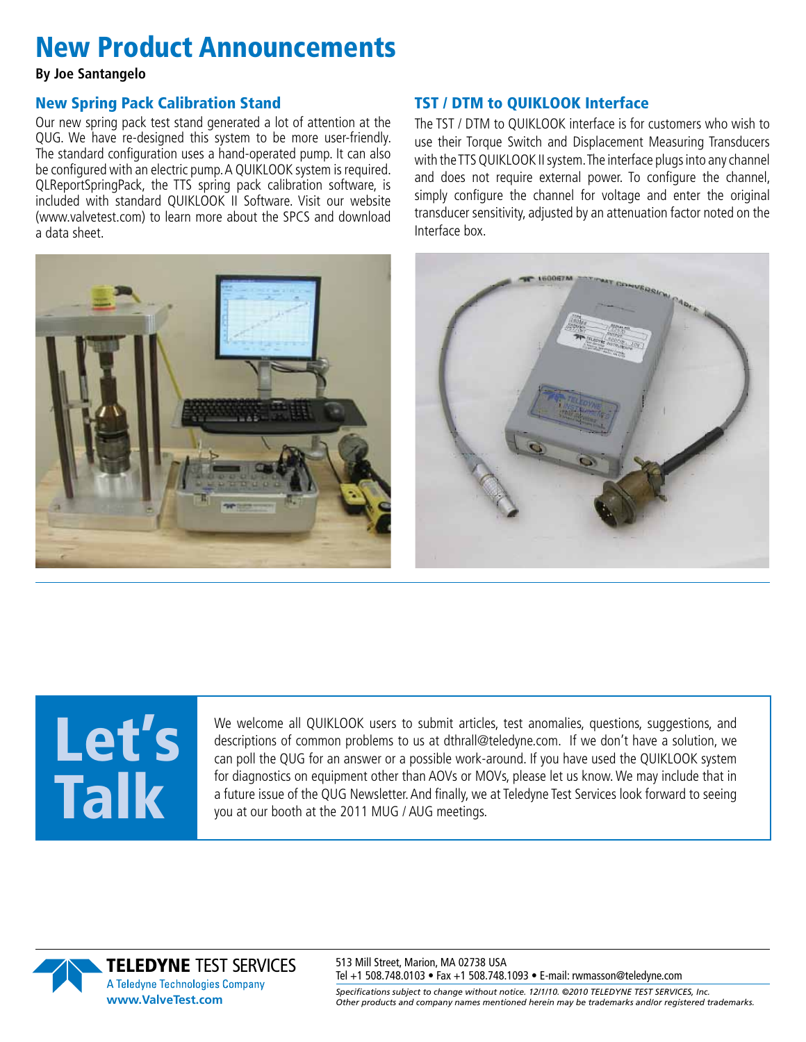# New Product Announcements

**By Joe Santangelo**

## New Spring Pack Calibration Stand

Our new spring pack test stand generated a lot of attention at the QUG. We have re-designed this system to be more user-friendly. The standard configuration uses a hand-operated pump. It can also be configured with an electric pump. A QUIKLOOK system is required. QLReportSpringPack, the TTS spring pack calibration software, is included with standard QUIKLOOK II Software. Visit our website (www.valvetest.com) to learn more about the SPCS and download a data sheet.

## TST / DTM to QUIKLOOK Interface

The TST / DTM to QUIKLOOK interface is for customers who wish to use their Torque Switch and Displacement Measuring Transducers with the TTS QUIKLOOK II system. The interface plugs into any channel and does not require external power. To configure the channel, simply configure the channel for voltage and enter the original transducer sensitivity, adjusted by an attenuation factor noted on the Interface box.

## Let's Talk

We welcome all QUIKLOOK users to submit articles, test anomalies, questions, suggestions, and descriptions of common problems to us at dthrall@teledyne.com. If we don't have a solution, we can poll the QUG for an answer or a possible work-around. If you have used the QUIKLOOK system for diagnostics on equipment other than AOVs or MOVs, please let us know. We may include that in a future issue of the QUG Newsletter. And finally, we at Teledyne Test Services look forward to seeing you at our booth at the 2011 MUG / AUG meetings.

**TELEDYNE TEST SERVICES**
A Teledyne Technologies Company
**www.ValveTest.com**

513 Mill Street, Marion, MA 02738 USA
Tel +1 508.748.0103 • Fax +1 508.748.1093 • E-mail: rwmasson@teledyne.com

*Specifications subject to change without notice. 12/1/10. ©2010 TELEDYNE TEST SERVICES, Inc.*
*Other products and company names mentioned herein may be trademarks and/or registered trademarks.*